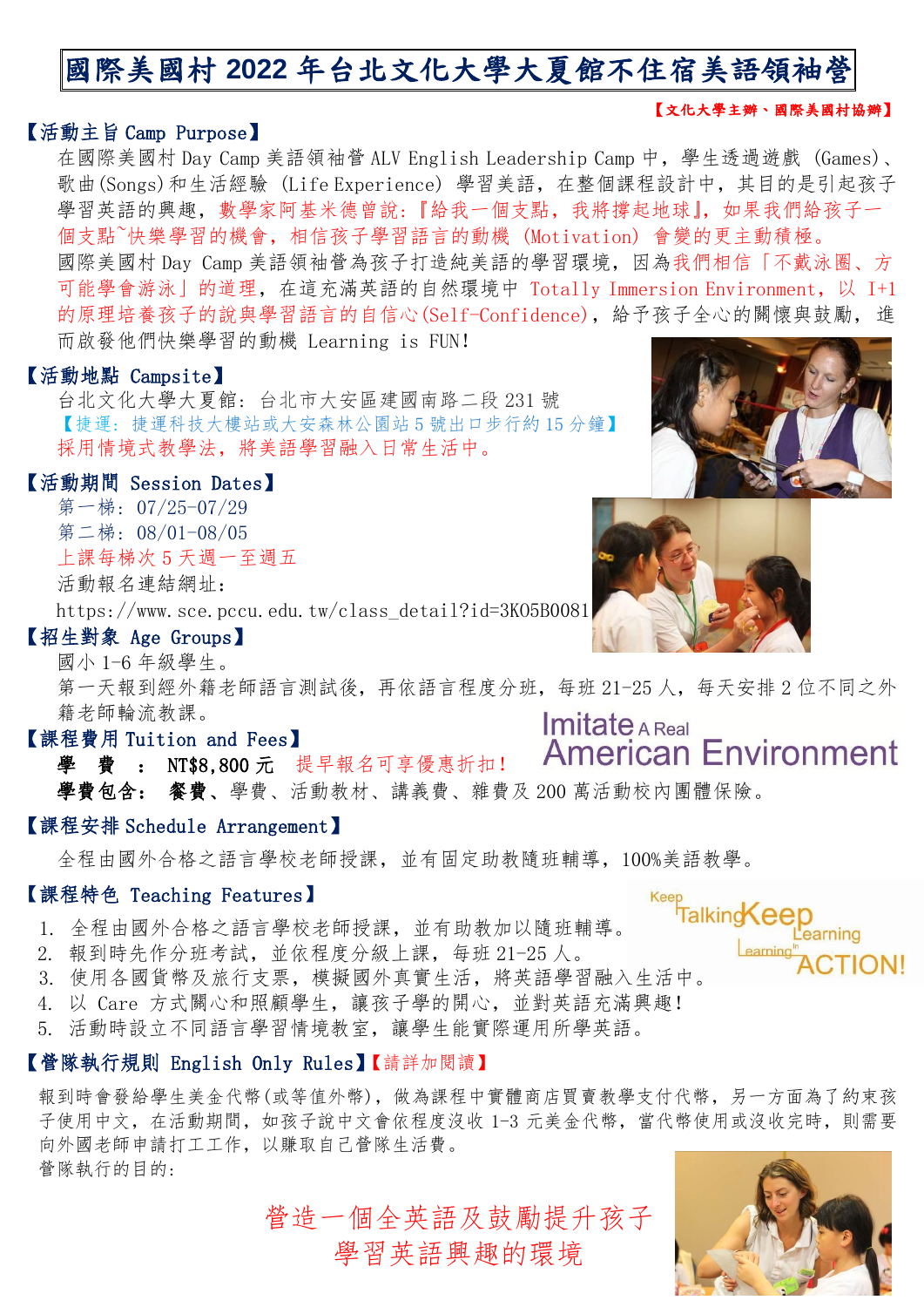# 國際美國村 2022 年台北文化大學大夏館不住宿美語領袖營

【文化大學主辦、國際美國村協辦】

## 【活動主旨 Camp Purpose】

在國際美國村 Day Camp 美語領袖營 ALV English Leadership Camp 中，學生透過遊戲 (Games)、歌曲(Songs)和生活經驗 (Life Experience) 學習美語，在整個課程設計中，其目的是引起孩子學習英語的興趣，數學家阿基米德曾說:『給我一個支點，我將撐起地球』，如果我們給孩子一個支點~快樂學習的機會，相信孩子學習語言的動機 (Motivation) 會變的更主動積極。

國際美國村 Day Camp 美語領袖營為孩子打造純美語的學習環境，因為我們相信「不戴泳圈、方可能學會游泳」的道理，在這充滿英語的自然環境中 Totally Immersion Environment，以 I+1 的原理培養孩子的說與學習語言的自信心(Self-Confidence)，給予孩子全心的關懷與鼓勵，進而啟發他們快樂學習的動機 Learning is FUN!

## 【活動地點 Campsite】

台北文化大學大夏館: 台北市大安區建國南路二段 231 號

【捷運: 捷運科技大樓站或大安森林公園站 5 號出口步行約 15 分鐘】

採用情境式教學法，將美語學習融入日常生活中。

## 【活動期間 Session Dates】

第一梯: 07/25-07/29

第二梯: 08/01-08/05

上課每梯次 5 天週一至週五

活動報名連結網址:

https://www.sce.pccu.edu.tw/class_detail?id=3K05B0081

## 【招生對象 Age Groups】

國小 1-6 年級學生。

第一天報到經外籍老師語言測試後，再依語言程度分班，每班 21-25 人，每天安排 2 位不同之外籍老師輪流教課。

## 【課程費用 Tuition and Fees】

Imitate A Real American Environment

**學　費　：　NT$8,800 元**　提早報名可享優惠折扣!

**學費包含：　餐費**、學費、活動教材、講義費、雜費及 200 萬活動校內團體保險。

## 【課程安排 Schedule Arrangement】

全程由國外合格之語言學校老師授課，並有固定助教隨班輔導，100%美語教學。

## 【課程特色 Teaching Features】

Keep Talking Keep Learning Learning in ACTION!

1. 全程由國外合格之語言學校老師授課，並有助教加以隨班輔導。
2. 報到時先作分班考試，並依程度分級上課，每班 21-25 人。
3. 使用各國貨幣及旅行支票，模擬國外真實生活，將英語學習融入生活中。
4. 以 Care 方式關心和照顧學生，讓孩子學的開心，並對英語充滿興趣!
5. 活動時設立不同語言學習情境教室，讓學生能實際運用所學英語。

## 【營隊執行規則 English Only Rules】【請詳加閱讀】

報到時會發給學生美金代幣(或等值外幣)，做為課程中實體商店買賣教學支付代幣，另一方面為了約束孩子使用中文，在活動期間，如孩子說中文會依程度沒收 1-3 元美金代幣，當代幣使用或沒收完時，則需要向外國老師申請打工工作，以賺取自己營隊生活費。

營隊執行的目的:

營造一個全英語及鼓勵提升孩子學習英語興趣的環境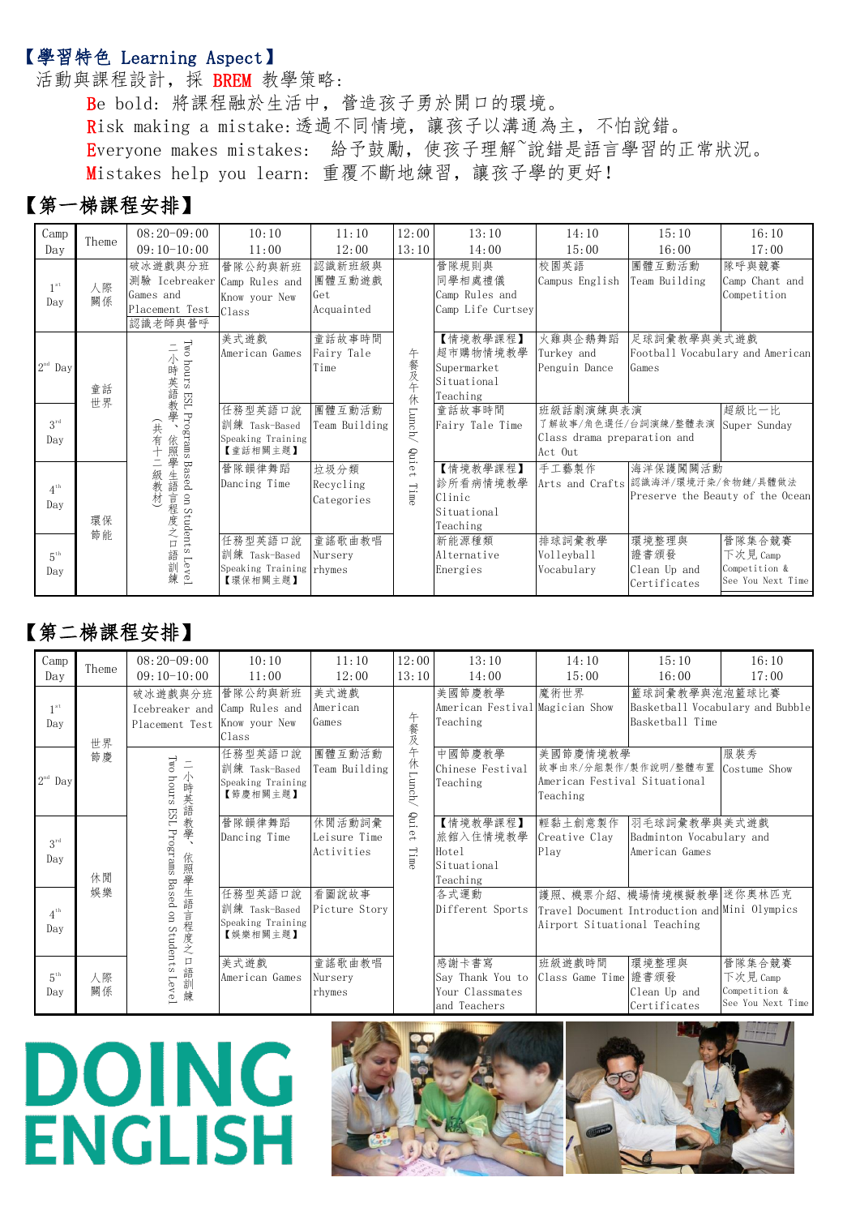## 【學習特色 Learning Aspect】

活動與課程設計，採 BREM 教學策略：

- Be bold: 將課程融於生活中，營造孩子勇於開口的環境。
- Risk making a mistake:透過不同情境，讓孩子以溝通為主，不怕說錯。
- Everyone makes mistakes: 給予鼓勵，使孩子理解~說錯是語言學習的正常狀況。
- Mistakes help you learn: 重覆不斷地練習，讓孩子學的更好！

## 【第一梯課程安排】

| Camp Day | Theme | 08:20-09:00 09:10-10:00 | 10:10 11:00 | 11:10 12:00 | 12:00 13:10 | 13:10 14:00 | 14:10 15:00 | 15:10 16:00 | 16:10 17:00 |
|---|---|---|---|---|---|---|---|---|---|
| 1st Day | 人際關係 | 破冰遊戲與分班測驗 Icebreaker Games and Placement Test 認識老師與營呼 | 營隊公約與新班 Camp Rules and Know your New Class | 認識新班級與團體互動遊戲 Get Acquainted | 午餐及午休 Lunch/ Quiet Time | 營隊規則與同學相處禮儀 Camp Rules and Camp Life Curtsey | 校園英語 Campus English | 團體互動活動 Team Building | 隊呼與競賽 Camp Chant and Competition |
| 2nd Day | 童話世界 | 二小時英語教學，依照學生語言程度之口語訓練（共有十二級教材） Two hours ESL Programs Based on Students Level | 美式遊戲 American Games | 童話故事時間 Fairy Tale Time | | 【情境教學課程】超市購物情境教學 Supermarket Situational Teaching | 火雞與企鵝舞蹈 Turkey and Penguin Dance | 足球詞彙教學與美式遊戲 Football Vocabulary and American Games | |
| 3rd Day | 童話世界 | | 任務型英語口說訓練 Task-Based Speaking Training 【童話相關主題】 | 團體互動活動 Team Building | | 童話故事時間 Fairy Tale Time | 班級話劇演練與表演 了解故事/角色選任/台詞演練/整體表演 Class drama preparation and Act Out | | 超級比一比 Super Sunday |
| 4th Day | 環保節能 | | 營隊韻律舞蹈 Dancing Time | 垃圾分類 Recycling Categories | | 【情境教學課程】診所看病情境教學 Clinic Situational Teaching | 手工藝製作 Arts and Crafts | 海洋保護團隊活動 認識海洋/環境汙染/食物鏈/具體做法 Preserve the Beauty of the Ocean | |
| 5th Day | 環保節能 | | 任務型英語口說訓練 Task-Based Speaking Training 【環保相關主題】 | 童謠歌曲教唱 Nursery rhymes | | 新能源種類 Alternative Energies | 排球詞彙教學 Volleyball Vocabulary | 環境整理與證書頒發 Clean Up and Certificates | 營隊集合競賽 下次見 Camp Competition & See You Next Time |

## 【第二梯課程安排】

| Camp Day | Theme | 08:20-09:00 09:10-10:00 | 10:10 11:00 | 11:10 12:00 | 12:00 13:10 | 13:10 14:00 | 14:10 15:00 | 15:10 16:00 | 16:10 17:00 |
|---|---|---|---|---|---|---|---|---|---|
| 1st Day | 世界節慶 | 破冰遊戲與分班 Icebreaker and Placement Test | 營隊公約與新班 Camp Rules and Know your New Class | 美式遊戲 American Games | 午餐及午休 Lunch/ Quiet Time | 美國節慶教學 American Festival Teaching | 魔術世界 Magician Show | 籃球詞彙教學與泡泡籃球比賽 Basketball Vocabulary and Bubble Basketball Time | |
| 2nd Day | 世界節慶 | 二小時英語教學、依照學生語言程度之口語訓練 Two hours ESL Programs Based on Students Level | 任務型英語口說訓練 Task-Based Speaking Training 【節慶相關主題】 | 團體互動活動 Team Building | | 中國節慶教學 Chinese Festival Teaching | 美國節慶情境教學 故事由來/分組製作/製作說明/整體布置 American Festival Situational Teaching | | 服裝秀 Costume Show |
| 3rd Day | 休閒娛樂 | | 營隊韻律舞蹈 Dancing Time | 休閒活動詞彙 Leisure Time Activities | | 【情境教學課程】旅館入住情境教學 Hotel Situational Teaching | 輕黏土創意製作 Creative Clay Play | 羽毛球詞彙教學與美式遊戲 Badminton Vocabulary and American Games | |
| 4th Day | 休閒娛樂 | | 任務型英語口說訓練 Task-Based Speaking Training 【娛樂相關主題】 | 看圖說故事 Picture Story | | 各式運動 Different Sports | 護照、機票介紹、機場情境模擬教學 Travel Document Introduction and Airport Situational Teaching | | 迷你奧林匹克 Mini Olympics |
| 5th Day | 人際關係 | | 美式遊戲 American Games | 童謠歌曲教唱 Nursery rhymes | | 感謝卡書寫 Say Thank You to Your Classmates and Teachers | 班級遊戲時間 Class Game Time | 環境整理與證書頒發 Clean Up and Certificates | 營隊集合競賽 下次見 Camp Competition & See You Next Time |

DOING ENGLISH